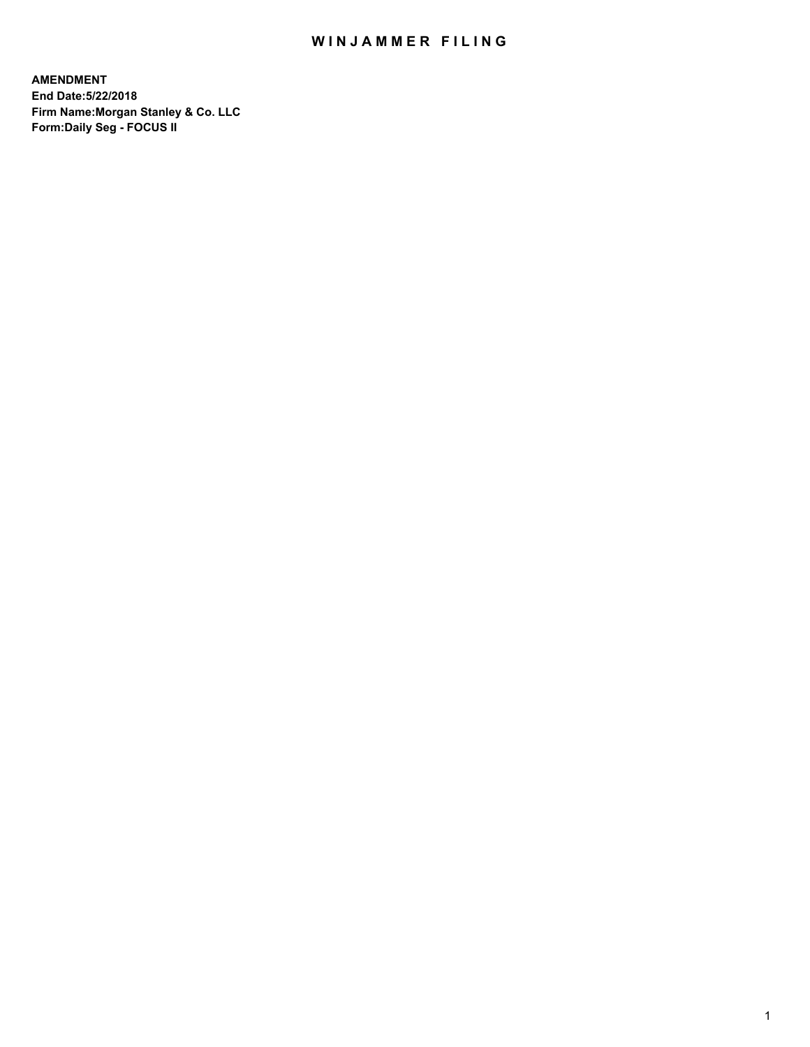# WINJAMMER FILING

**AMENDMENT**
**End Date:5/22/2018**
**Firm Name:Morgan Stanley & Co. LLC**
**Form:Daily Seg - FOCUS II**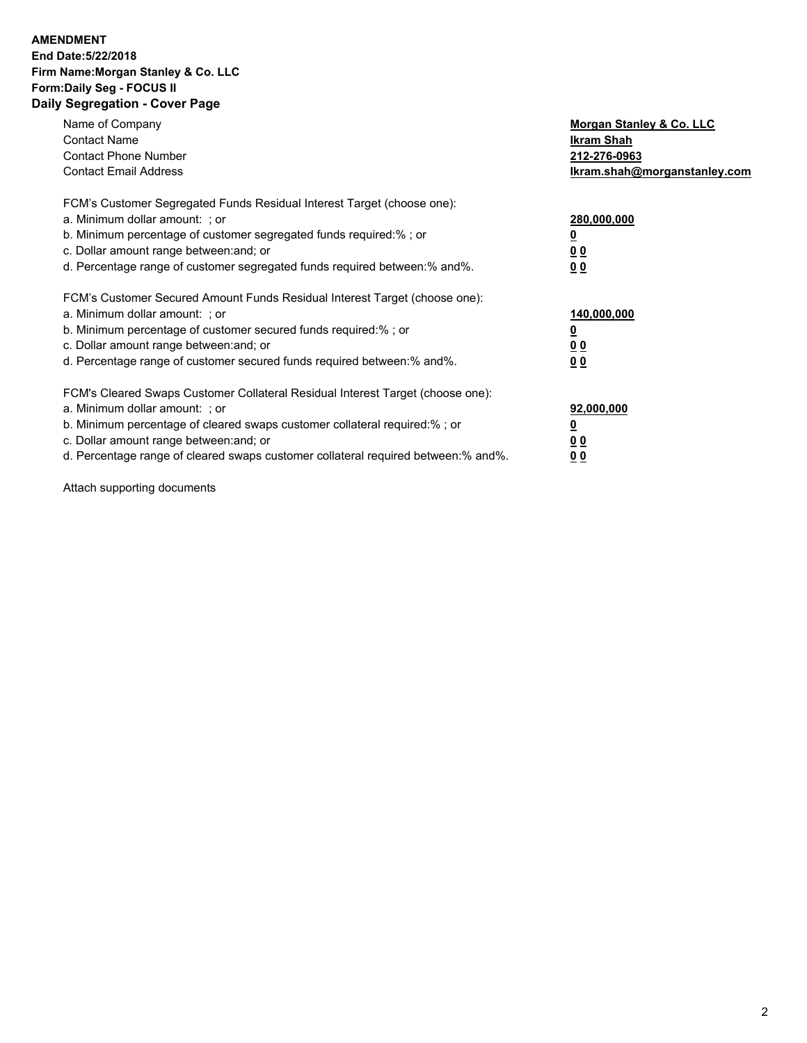**AMENDMENT**
**End Date:5/22/2018**
**Firm Name:Morgan Stanley & Co. LLC**
**Form:Daily Seg - FOCUS II**
**Daily Segregation - Cover Page**

| | |
|---|---|
| Name of Company | **Morgan Stanley & Co. LLC** |
| Contact Name | **Ikram Shah** |
| Contact Phone Number | **212-276-0963** |
| Contact Email Address | **Ikram.shah@morganstanley.com** |

| | |
|---|---|
| FCM's Customer Segregated Funds Residual Interest Target (choose one): | |
| a. Minimum dollar amount: ; or | **280,000,000** |
| b. Minimum percentage of customer segregated funds required:% ; or | **0** |
| c. Dollar amount range between:and; or | **0 0** |
| d. Percentage range of customer segregated funds required between:% and%. | **0 0** |

| | |
|---|---|
| FCM's Customer Secured Amount Funds Residual Interest Target (choose one): | |
| a. Minimum dollar amount: ; or | **140,000,000** |
| b. Minimum percentage of customer secured funds required:% ; or | **0** |
| c. Dollar amount range between:and; or | **0 0** |
| d. Percentage range of customer secured funds required between:% and%. | **0 0** |

| | |
|---|---|
| FCM's Cleared Swaps Customer Collateral Residual Interest Target (choose one): | |
| a. Minimum dollar amount: ; or | **92,000,000** |
| b. Minimum percentage of cleared swaps customer collateral required:% ; or | **0** |
| c. Dollar amount range between:and; or | **0 0** |
| d. Percentage range of cleared swaps customer collateral required between:% and%. | **0 0** |

Attach supporting documents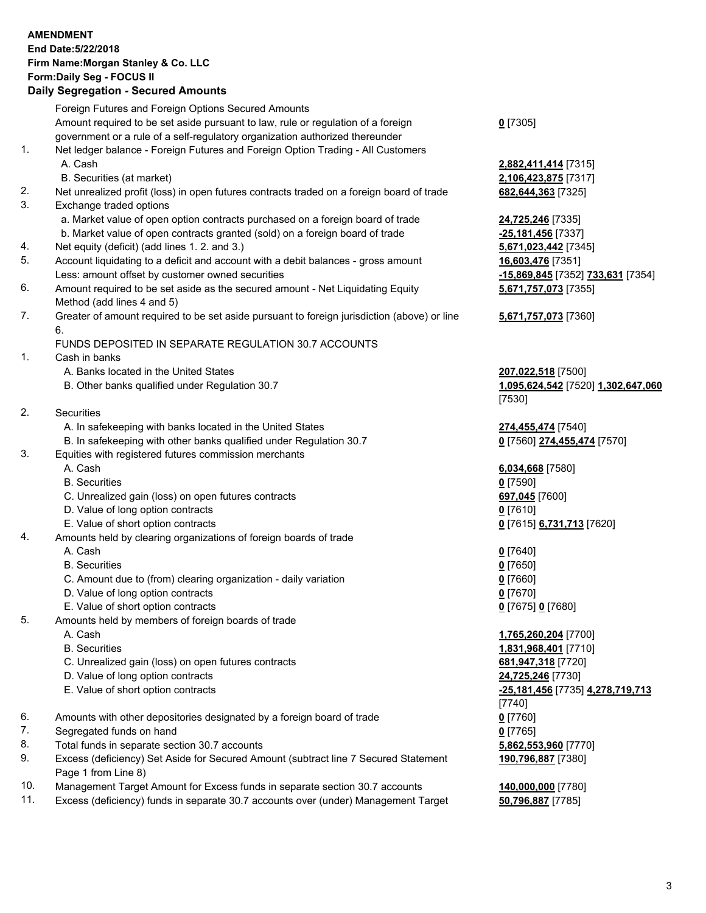**AMENDMENT**
**End Date:5/22/2018**
**Firm Name:Morgan Stanley & Co. LLC**
**Form:Daily Seg - FOCUS II**
**Daily Segregation - Secured Amounts**

| | | |
|---|---|---|
| | Foreign Futures and Foreign Options Secured Amounts | |
| | Amount required to be set aside pursuant to law, rule or regulation of a foreign government or a rule of a self-regulatory organization authorized thereunder | **0** [7305] |
| 1. | Net ledger balance - Foreign Futures and Foreign Option Trading - All Customers | |
| | A. Cash | **2,882,411,414** [7315] |
| | B. Securities (at market) | **2,106,423,875** [7317] |
| 2. | Net unrealized profit (loss) in open futures contracts traded on a foreign board of trade | **682,644,363** [7325] |
| 3. | Exchange traded options | |
| | a. Market value of open option contracts purchased on a foreign board of trade | **24,725,246** [7335] |
| | b. Market value of open contracts granted (sold) on a foreign board of trade | **-25,181,456** [7337] |
| 4. | Net equity (deficit) (add lines 1. 2. and 3.) | **5,671,023,442** [7345] |
| 5. | Account liquidating to a deficit and account with a debit balances - gross amount | **16,603,476** [7351] |
| | Less: amount offset by customer owned securities | **-15,869,845** [7352] **733,631** [7354] |
| 6. | Amount required to be set aside as the secured amount - Net Liquidating Equity Method (add lines 4 and 5) | **5,671,757,073** [7355] |
| 7. | Greater of amount required to be set aside pursuant to foreign jurisdiction (above) or line 6. | **5,671,757,073** [7360] |
| | FUNDS DEPOSITED IN SEPARATE REGULATION 30.7 ACCOUNTS | |
| 1. | Cash in banks | |
| | A. Banks located in the United States | **207,022,518** [7500] |
| | B. Other banks qualified under Regulation 30.7 | **1,095,624,542** [7520] **1,302,647,060** [7530] |
| 2. | Securities | |
| | A. In safekeeping with banks located in the United States | **274,455,474** [7540] |
| | B. In safekeeping with other banks qualified under Regulation 30.7 | **0** [7560] **274,455,474** [7570] |
| 3. | Equities with registered futures commission merchants | |
| | A. Cash | **6,034,668** [7580] |
| | B. Securities | **0** [7590] |
| | C. Unrealized gain (loss) on open futures contracts | **697,045** [7600] |
| | D. Value of long option contracts | **0** [7610] |
| | E. Value of short option contracts | **0** [7615] **6,731,713** [7620] |
| 4. | Amounts held by clearing organizations of foreign boards of trade | |
| | A. Cash | **0** [7640] |
| | B. Securities | **0** [7650] |
| | C. Amount due to (from) clearing organization - daily variation | **0** [7660] |
| | D. Value of long option contracts | **0** [7670] |
| | E. Value of short option contracts | **0** [7675] **0** [7680] |
| 5. | Amounts held by members of foreign boards of trade | |
| | A. Cash | **1,765,260,204** [7700] |
| | B. Securities | **1,831,968,401** [7710] |
| | C. Unrealized gain (loss) on open futures contracts | **681,947,318** [7720] |
| | D. Value of long option contracts | **24,725,246** [7730] |
| | E. Value of short option contracts | **-25,181,456** [7735] **4,278,719,713** [7740] |
| 6. | Amounts with other depositories designated by a foreign board of trade | **0** [7760] |
| 7. | Segregated funds on hand | **0** [7765] |
| 8. | Total funds in separate section 30.7 accounts | **5,862,553,960** [7770] |
| 9. | Excess (deficiency) Set Aside for Secured Amount (subtract line 7 Secured Statement Page 1 from Line 8) | **190,796,887** [7380] |
| 10. | Management Target Amount for Excess funds in separate section 30.7 accounts | **140,000,000** [7780] |
| 11. | Excess (deficiency) funds in separate 30.7 accounts over (under) Management Target | **50,796,887** [7785] |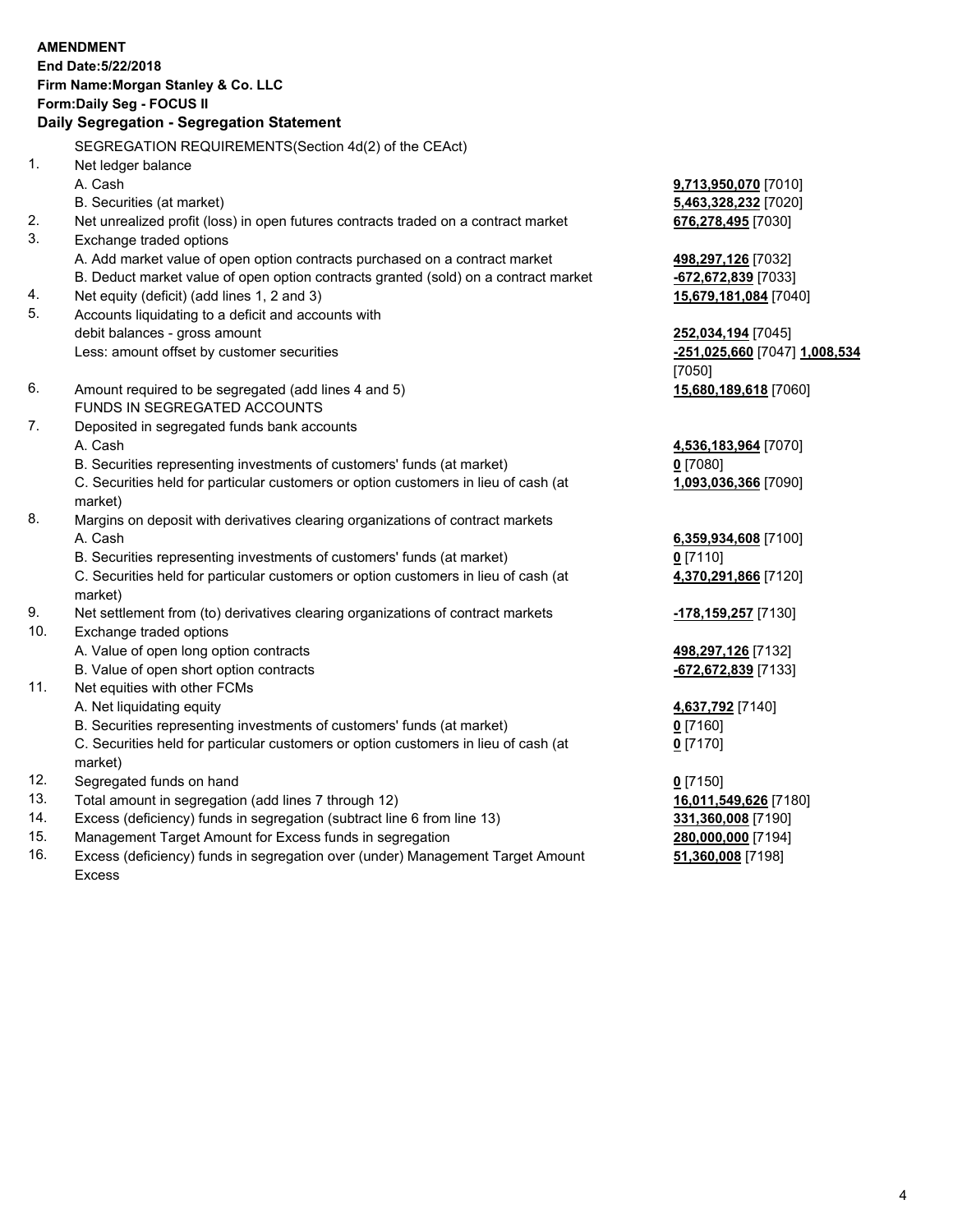**AMENDMENT**
**End Date:5/22/2018**
**Firm Name:Morgan Stanley & Co. LLC**
**Form:Daily Seg - FOCUS II**
**Daily Segregation - Segregation Statement**

SEGREGATION REQUIREMENTS(Section 4d(2) of the CEAct)

1. Net ledger balance
   A. Cash **9,713,950,070** [7010]
   B. Securities (at market) **5,463,328,232** [7020]
2. Net unrealized profit (loss) in open futures contracts traded on a contract market **676,278,495** [7030]
3. Exchange traded options
   A. Add market value of open option contracts purchased on a contract market **498,297,126** [7032]
   B. Deduct market value of open option contracts granted (sold) on a contract market **-672,672,839** [7033]
4. Net equity (deficit) (add lines 1, 2 and 3) **15,679,181,084** [7040]
5. Accounts liquidating to a deficit and accounts with debit balances - gross amount **252,034,194** [7045]
   Less: amount offset by customer securities **-251,025,660** [7047] **1,008,534** [7050]
6. Amount required to be segregated (add lines 4 and 5) **15,680,189,618** [7060]

FUNDS IN SEGREGATED ACCOUNTS

7. Deposited in segregated funds bank accounts
   A. Cash **4,536,183,964** [7070]
   B. Securities representing investments of customers' funds (at market) **0** [7080]
   C. Securities held for particular customers or option customers in lieu of cash (at market) **1,093,036,366** [7090]
8. Margins on deposit with derivatives clearing organizations of contract markets
   A. Cash **6,359,934,608** [7100]
   B. Securities representing investments of customers' funds (at market) **0** [7110]
   C. Securities held for particular customers or option customers in lieu of cash (at market) **4,370,291,866** [7120]
9. Net settlement from (to) derivatives clearing organizations of contract markets **-178,159,257** [7130]
10. Exchange traded options
    A. Value of open long option contracts **498,297,126** [7132]
    B. Value of open short option contracts **-672,672,839** [7133]
11. Net equities with other FCMs
    A. Net liquidating equity **4,637,792** [7140]
    B. Securities representing investments of customers' funds (at market) **0** [7160]
    C. Securities held for particular customers or option customers in lieu of cash (at market) **0** [7170]
12. Segregated funds on hand **0** [7150]
13. Total amount in segregation (add lines 7 through 12) **16,011,549,626** [7180]
14. Excess (deficiency) funds in segregation (subtract line 6 from line 13) **331,360,008** [7190]
15. Management Target Amount for Excess funds in segregation **280,000,000** [7194]
16. Excess (deficiency) funds in segregation over (under) Management Target Amount Excess **51,360,008** [7198]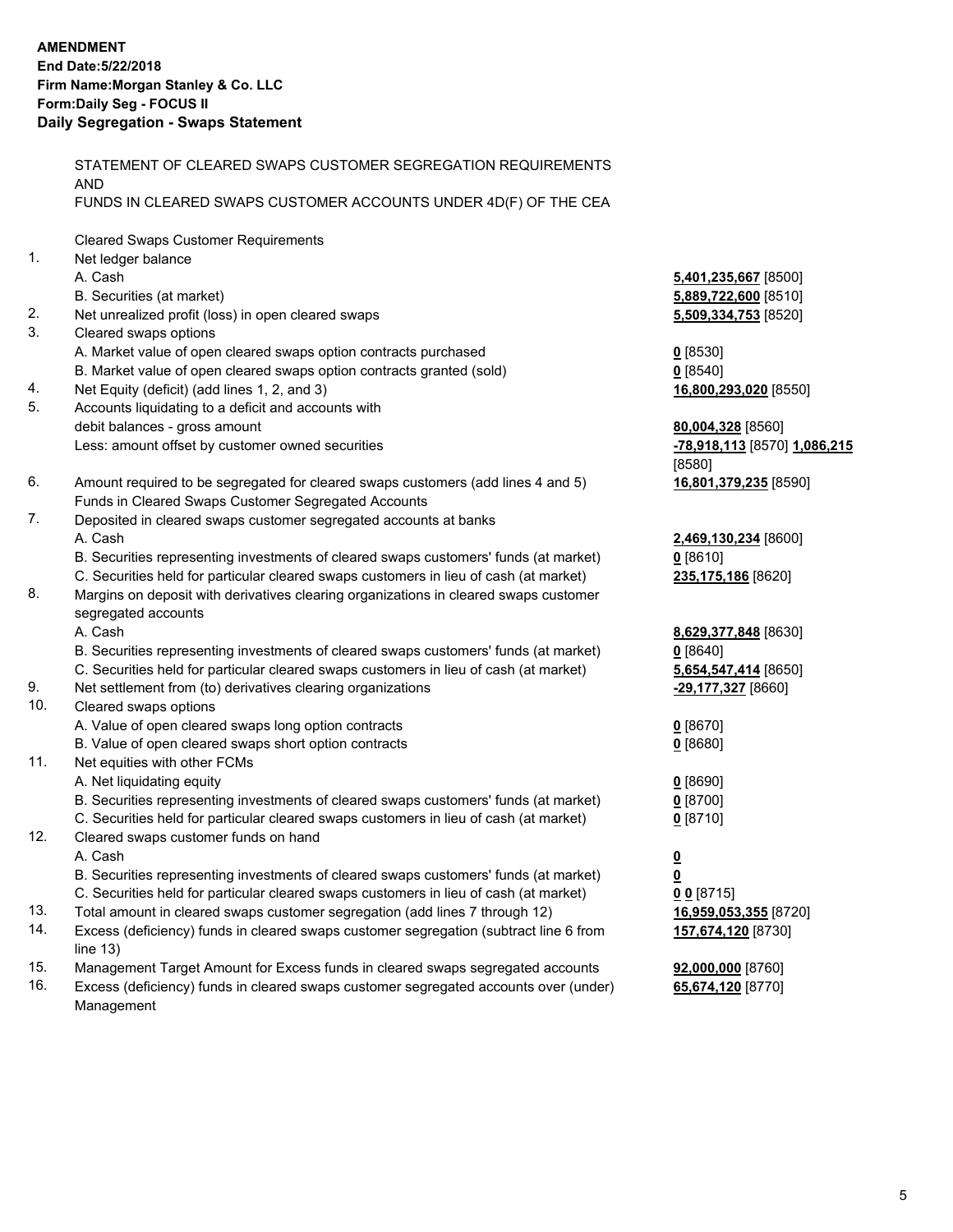**AMENDMENT**
**End Date:5/22/2018**
**Firm Name:Morgan Stanley & Co. LLC**
**Form:Daily Seg - FOCUS II**
**Daily Segregation - Swaps Statement**

STATEMENT OF CLEARED SWAPS CUSTOMER SEGREGATION REQUIREMENTS AND FUNDS IN CLEARED SWAPS CUSTOMER ACCOUNTS UNDER 4D(F) OF THE CEA

| | | |
|---|---|---|
| | Cleared Swaps Customer Requirements | |
| 1. | Net ledger balance | |
| | A. Cash | **5,401,235,667** [8500] |
| | B. Securities (at market) | **5,889,722,600** [8510] |
| 2. | Net unrealized profit (loss) in open cleared swaps | **5,509,334,753** [8520] |
| 3. | Cleared swaps options | |
| | A. Market value of open cleared swaps option contracts purchased | **0** [8530] |
| | B. Market value of open cleared swaps option contracts granted (sold) | **0** [8540] |
| 4. | Net Equity (deficit) (add lines 1, 2, and 3) | **16,800,293,020** [8550] |
| 5. | Accounts liquidating to a deficit and accounts with debit balances - gross amount | **80,004,328** [8560] |
| | Less: amount offset by customer owned securities | **-78,918,113** [8570] **1,086,215** [8580] |
| 6. | Amount required to be segregated for cleared swaps customers (add lines 4 and 5) | **16,801,379,235** [8590] |
| | Funds in Cleared Swaps Customer Segregated Accounts | |
| 7. | Deposited in cleared swaps customer segregated accounts at banks | |
| | A. Cash | **2,469,130,234** [8600] |
| | B. Securities representing investments of cleared swaps customers' funds (at market) | **0** [8610] |
| | C. Securities held for particular cleared swaps customers in lieu of cash (at market) | **235,175,186** [8620] |
| 8. | Margins on deposit with derivatives clearing organizations in cleared swaps customer segregated accounts | |
| | A. Cash | **8,629,377,848** [8630] |
| | B. Securities representing investments of cleared swaps customers' funds (at market) | **0** [8640] |
| | C. Securities held for particular cleared swaps customers in lieu of cash (at market) | **5,654,547,414** [8650] |
| 9. | Net settlement from (to) derivatives clearing organizations | **-29,177,327** [8660] |
| 10. | Cleared swaps options | |
| | A. Value of open cleared swaps long option contracts | **0** [8670] |
| | B. Value of open cleared swaps short option contracts | **0** [8680] |
| 11. | Net equities with other FCMs | |
| | A. Net liquidating equity | **0** [8690] |
| | B. Securities representing investments of cleared swaps customers' funds (at market) | **0** [8700] |
| | C. Securities held for particular cleared swaps customers in lieu of cash (at market) | **0** [8710] |
| 12. | Cleared swaps customer funds on hand | |
| | A. Cash | **0** |
| | B. Securities representing investments of cleared swaps customers' funds (at market) | **0** |
| | C. Securities held for particular cleared swaps customers in lieu of cash (at market) | **0** **0** [8715] |
| 13. | Total amount in cleared swaps customer segregation (add lines 7 through 12) | **16,959,053,355** [8720] |
| 14. | Excess (deficiency) funds in cleared swaps customer segregation (subtract line 6 from line 13) | **157,674,120** [8730] |
| 15. | Management Target Amount for Excess funds in cleared swaps segregated accounts | **92,000,000** [8760] |
| 16. | Excess (deficiency) funds in cleared swaps customer segregated accounts over (under) Management | **65,674,120** [8770] |